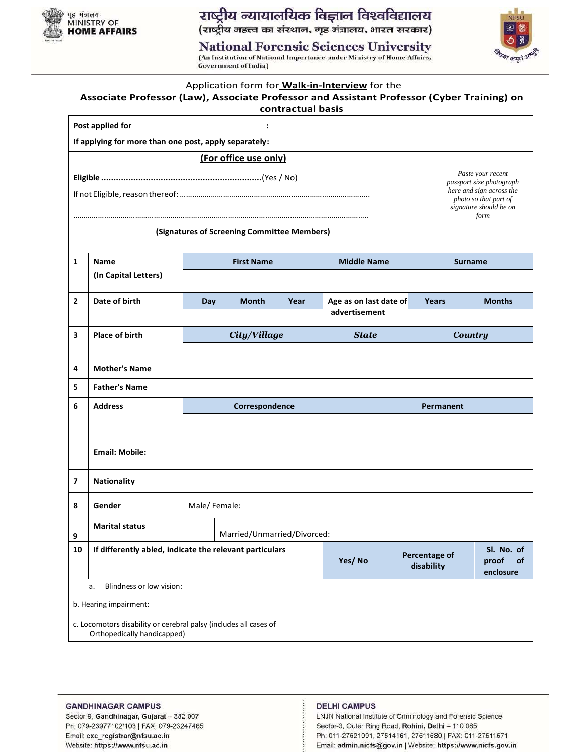गृह मंत्रालय
MINISTRY OF
**HOME AFFAIRS**

# राष्ट्रीय न्यायालयिक विज्ञान विश्वविद्यालय

(राष्ट्रीय महत्त्व का संस्थान, गृह मंत्रालय, भारत सरकार)

## National Forensic Sciences University

(An Institution of National Importance under Ministry of Home Affairs, Government of India)

Application form for **Walk-in-Interview** for the

**Associate Professor (Law), Associate Professor and Assistant Professor (Cyber Training) on contractual basis**

**Post applied for :**

**If applying for more than one post, apply separately:**

**(For office use only)**

**Eligible** ................................................................(Yes / No)

If not Eligible, reason thereof: ........................................................................................

..........................................................................................................................................

**(Signatures of Screening Committee Members)**

*Paste your recent passport size photograph here and sign across the photo so that part of signature should be on form*

| | | | | | | | |
|---|---|---|---|---|---|---|---|
| **1** | **Name (In Capital Letters)** | **First Name** | | **Middle Name** | **Surname** | | |
| | | | | | | | |
| **2** | **Date of birth** | **Day** | **Month** | **Year** | **Age as on last date of advertisement** | **Years** | **Months** |
| | | | | | | | |
| **3** | **Place of birth** | ***City/Village*** | | ***State*** | ***Country*** | | |
| | | | | | | | |
| **4** | **Mother's Name** | | | | | | |
| **5** | **Father's Name** | | | | | | |
| **6** | **Address** | **Correspondence** | | | **Permanent** | | |
| | **Email: Mobile:** | | | | | | |
| **7** | **Nationality** | | | | | | |
| **8** | **Gender** | Male/ Female: | | | | | |
| **9** | **Marital status** | Married/Unmarried/Divorced: | | | | | |

| | | | | |
|---|---|---|---|---|
| **10** | **If differently abled, indicate the relevant particulars** | **Yes/ No** | **Percentage of disability** | **Sl. No. of proof of enclosure** |
| | a. Blindness or low vision: | | | |
| | b. Hearing impairment: | | | |
| | c. Locomotors disability or cerebral palsy (includes all cases of Orthopedically handicapped) | | | |

**GANDHINAGAR CAMPUS**
Sector-9, Gandhinagar, Gujarat – 382 007
Ph: 079-23977102/103 | FAX: 079-23247465
Email: exe_registrar@nfsu.ac.in
Website: https://www.nfsu.ac.in

**DELHI CAMPUS**
LNJN National Institute of Criminology and Forensic Science
Sector-3, Outer Ring Road, Rohini, Delhi – 110 085
Ph: 011-27521091, 27514161, 27511580 | FAX: 011-27511571
Email: admin.nicfs@gov.in | Website: https://www.nicfs.gov.in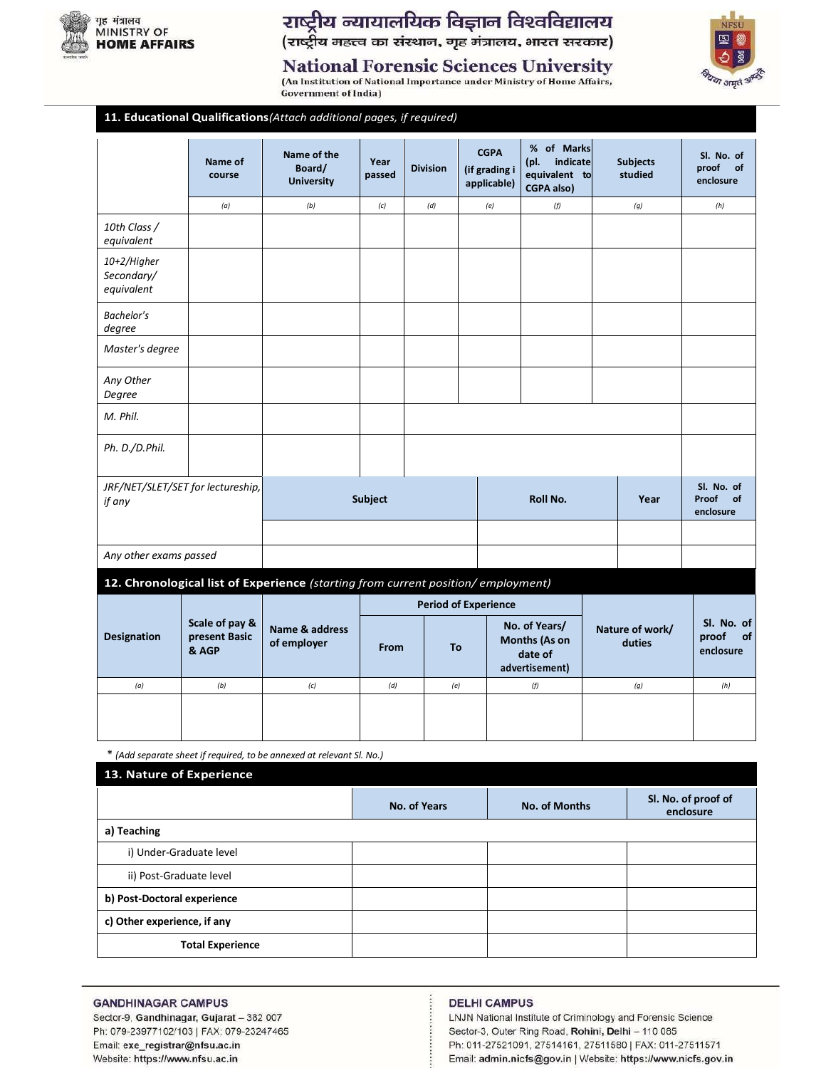## 11. Educational Qualifications *(Attach additional pages, if required)*

| | Name of course | Name of the Board/ University | Year passed | Division | CGPA (if grading i applicable) | % of Marks (pl. indicate equivalent to CGPA also) | Subjects studied | Sl. No. of proof of enclosure |
|---|---|---|---|---|---|---|---|---|
| | *(a)* | *(b)* | *(c)* | *(d)* | *(e)* | *(f)* | *(g)* | *(h)* |
| *10th Class / equivalent* | | | | | | | | |
| *10+2/Higher Secondary/ equivalent* | | | | | | | | |
| *Bachelor's degree* | | | | | | | | |
| *Master's degree* | | | | | | | | |
| *Any Other Degree* | | | | | | | | |
| *M. Phil.* | | | | | | | | |
| *Ph. D./D.Phil.* | | | | | | | | |

| | Subject | Roll No. | Year | Sl. No. of Proof of enclosure |
|---|---|---|---|---|
| *JRF/NET/SLET/SET for lectureship, if any* | | | | |
| *Any other exams passed* | | | | |

## 12. Chronological list of Experience *(starting from current position/ employment)*

| Designation | Scale of pay & present Basic & AGP | Name & address of employer | Period of Experience | | | Nature of work/ duties | Sl. No. of proof of enclosure |
|---|---|---|---|---|---|---|---|
| | | | From | To | No. of Years/ Months (As on date of advertisement) | | |
| *(a)* | *(b)* | *(c)* | *(d)* | *(e)* | *(f)* | *(g)* | *(h)* |
| | | | | | | | |

\* *(Add separate sheet if required, to be annexed at relevant Sl. No.)*

## 13. Nature of Experience

| | No. of Years | No. of Months | Sl. No. of proof of enclosure |
|---|---|---|---|
| **a) Teaching** | | | |
| i) Under-Graduate level | | | |
| ii) Post-Graduate level | | | |
| **b) Post-Doctoral experience** | | | |
| **c) Other experience, if any** | | | |
| **Total Experience** | | | |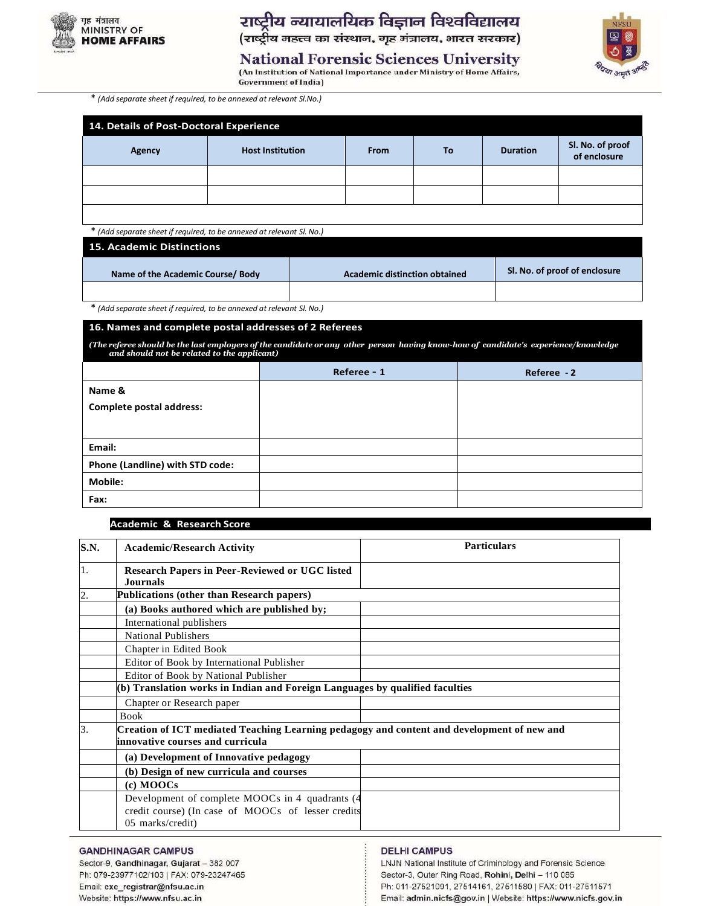* *(Add separate sheet if required, to be annexed at relevant Sl.No.)*

## 14. Details of Post-Doctoral Experience

| Agency | Host Institution | From | To | Duration | Sl. No. of proof of enclosure |
|---|---|---|---|---|---|
| | | | | | |
| | | | | | |
| | | | | | |

* *(Add separate sheet if required, to be annexed at relevant Sl. No.)*

## 15. Academic Distinctions

| Name of the Academic Course/ Body | Academic distinction obtained | Sl. No. of proof of enclosure |
|---|---|---|
| | | |

* *(Add separate sheet if required, to be annexed at relevant Sl. No.)*

## 16. Names and complete postal addresses of 2 Referees

*(The referee should be the last employers of the candidate or any other person having know-how of candidate's experience/knowledge and should not be related to the applicant)*

| | Referee - 1 | Referee - 2 |
|---|---|---|
| **Name & Complete postal address:** | | |
| **Email:** | | |
| **Phone (Landline) with STD code:** | | |
| **Mobile:** | | |
| **Fax:** | | |

## Academic & Research Score

| S.N. | Academic/Research Activity | Particulars |
|---|---|---|
| 1. | **Research Papers in Peer-Reviewed or UGC listed Journals** | |
| 2. | **Publications (other than Research papers)** | |
| | **(a) Books authored which are published by;** | |
| | International publishers | |
| | National Publishers | |
| | Chapter in Edited Book | |
| | Editor of Book by International Publisher | |
| | Editor of Book by National Publisher | |
| | **(b) Translation works in Indian and Foreign Languages by qualified faculties** | |
| | Chapter or Research paper | |
| | Book | |
| 3. | **Creation of ICT mediated Teaching Learning pedagogy and content and development of new and innovative courses and curricula** | |
| | **(a) Development of Innovative pedagogy** | |
| | **(b) Design of new curricula and courses** | |
| | **(c) MOOCs** | |
| | Development of complete MOOCs in 4 quadrants (4 credit course) (In case of MOOCs of lesser credits 05 marks/credit) | |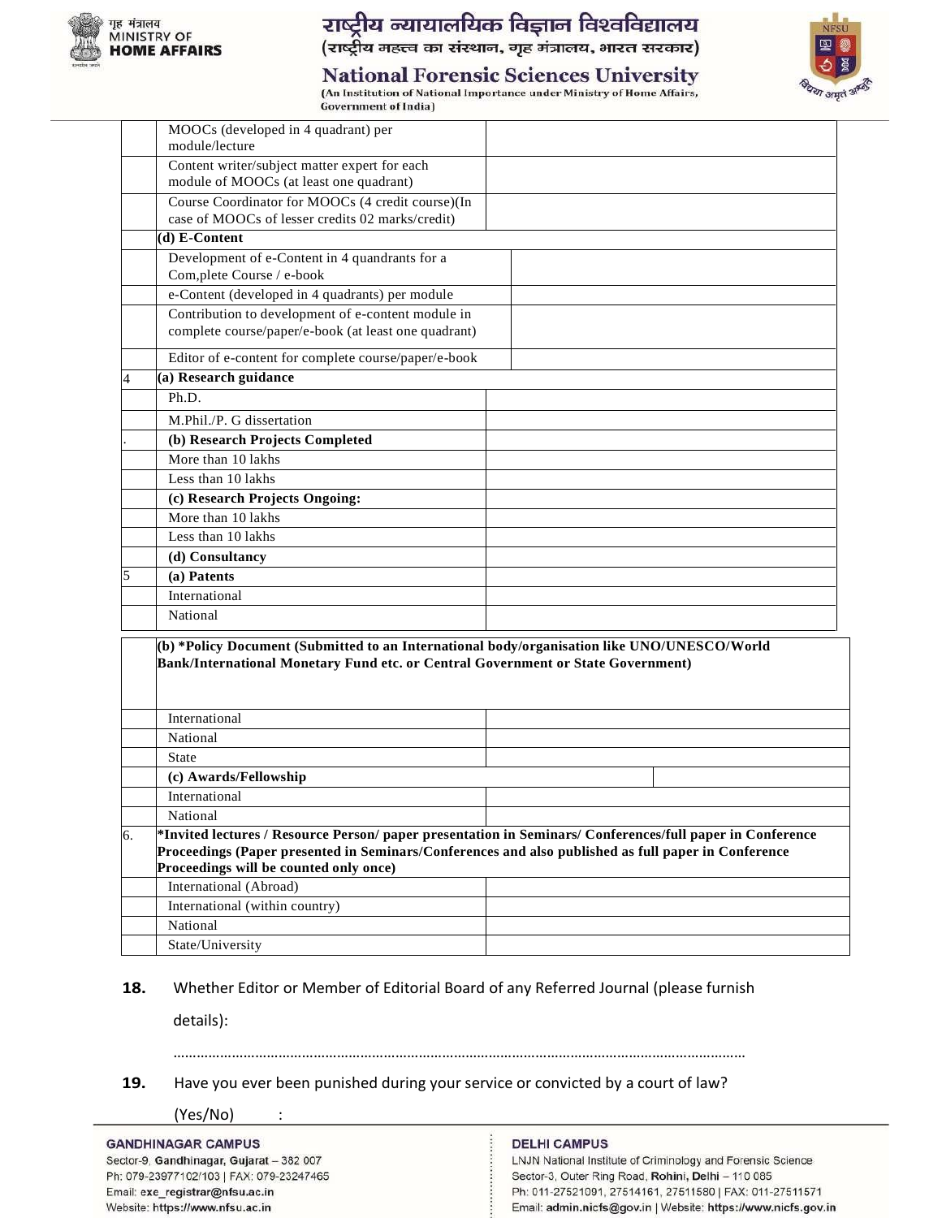| | | |
|---|---|---|
| | MOOCs (developed in 4 quadrant) per module/lecture | |
| | Content writer/subject matter expert for each module of MOOCs (at least one quadrant) | |
| | Course Coordinator for MOOCs (4 credit course)(In case of MOOCs of lesser credits 02 marks/credit) | |
| | **(d) E-Content** | |
| | Development of e-Content in 4 quandrants for a Com,plete Course / e-book | |
| | e-Content (developed in 4 quadrants) per module | |
| | Contribution to development of e-content module in complete course/paper/e-book (at least one quadrant) | |
| | Editor of e-content for complete course/paper/e-book | |
| 4 | **(a) Research guidance** | |
| | Ph.D. | |
| | M.Phil./P. G dissertation | |
| . | **(b) Research Projects Completed** | |
| | More than 10 lakhs | |
| | Less than 10 lakhs | |
| | **(c) Research Projects Ongoing:** | |
| | More than 10 lakhs | |
| | Less than 10 lakhs | |
| | **(d) Consultancy** | |
| 5 | **(a) Patents** | |
| | International | |
| | National | |
| | **(b) *Policy Document (Submitted to an International body/organisation like UNO/UNESCO/World Bank/International Monetary Fund etc. or Central Government or State Government)** | |
| | International | |
| | National | |
| | State | |
| | **(c) Awards/Fellowship** | |
| | International | |
| | National | |
| 6. | **\*Invited lectures / Resource Person/ paper presentation in Seminars/ Conferences/full paper in Conference Proceedings (Paper presented in Seminars/Conferences and also published as full paper in Conference Proceedings will be counted only once)** | |
| | International (Abroad) | |
| | International (within country) | |
| | National | |
| | State/University | |

**18.** Whether Editor or Member of Editorial Board of any Referred Journal (please furnish details):

………………………………………………………………………………………………………………………………………

**19.** Have you ever been punished during your service or convicted by a court of law? (Yes/No) :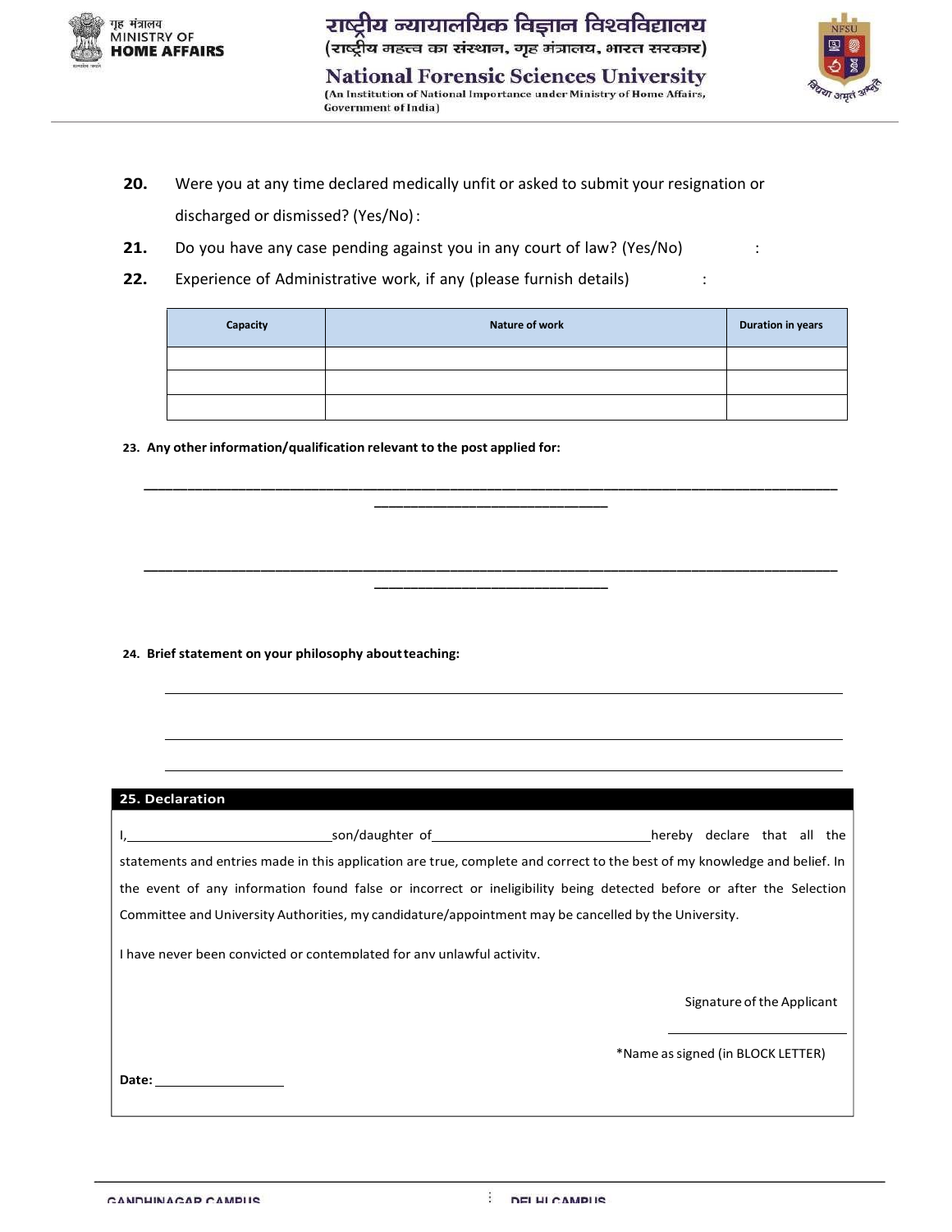**20.** Were you at any time declared medically unfit or asked to submit your resignation or discharged or dismissed? (Yes/No) :

**21.** Do you have any case pending against you in any court of law? (Yes/No) :

**22.** Experience of Administrative work, if any (please furnish details) :

| Capacity | Nature of work | Duration in years |
|---|---|---|
| | | |
| | | |
| | | |

**23. Any other information/qualification relevant to the post applied for:**

_____________________________________________________________________________

_____________________________________________________________________________

**24. Brief statement on your philosophy about teaching:**

_____________________________________________________________________________

_____________________________________________________________________________

_____________________________________________________________________________

**25. Declaration**

I,____________________son/daughter of____________________hereby declare that all the statements and entries made in this application are true, complete and correct to the best of my knowledge and belief. In the event of any information found false or incorrect or ineligibility being detected before or after the Selection Committee and University Authorities, my candidature/appointment may be cancelled by the University.

I have never been convicted or contemplated for any unlawful activity.

Signature of the Applicant

____________________

*Name as signed (in BLOCK LETTER)

**Date:** ____________________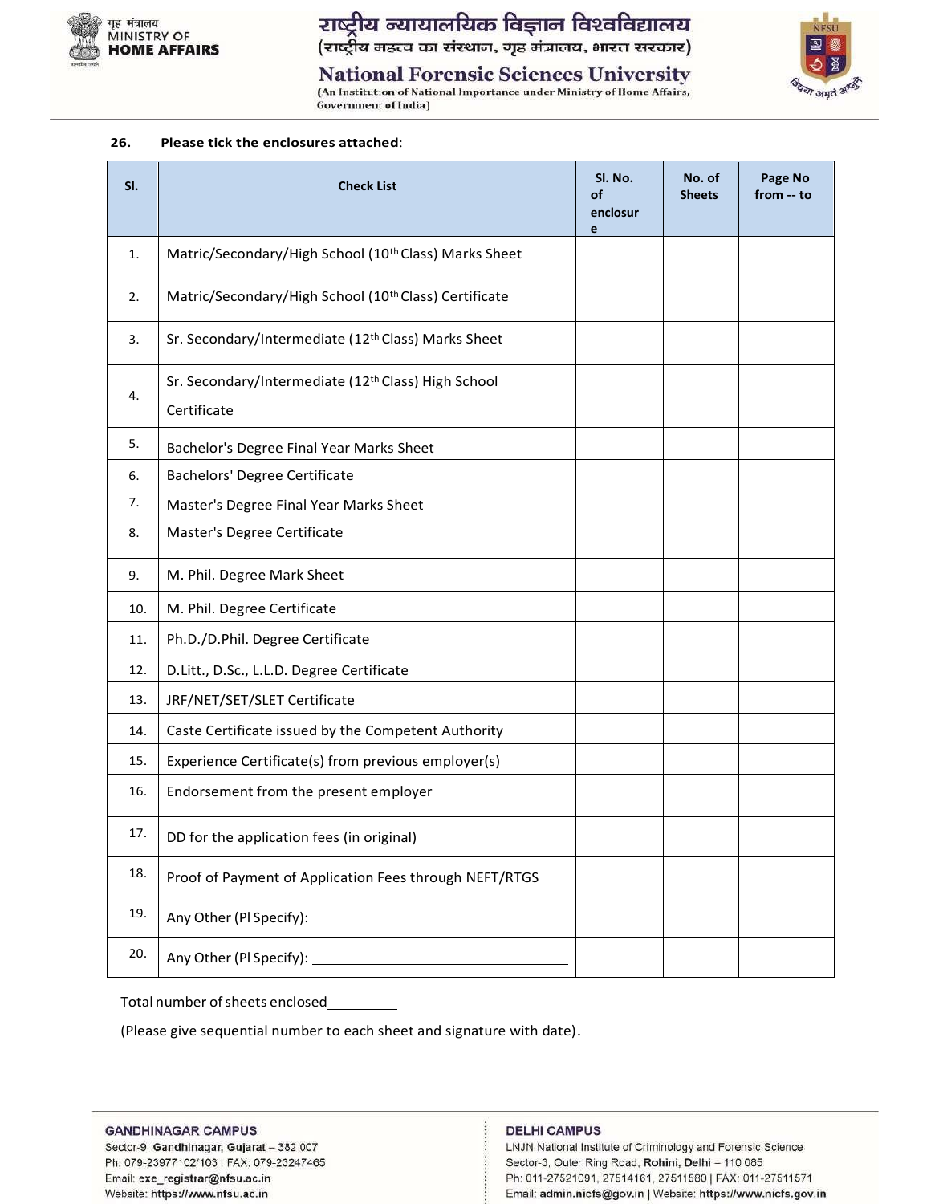**26. Please tick the enclosures attached:**

| Sl. | Check List | Sl. No. of enclosure | No. of Sheets | Page No from -- to |
|---|---|---|---|---|
| 1. | Matric/Secondary/High School (10th Class) Marks Sheet | | | |
| 2. | Matric/Secondary/High School (10th Class) Certificate | | | |
| 3. | Sr. Secondary/Intermediate (12th Class) Marks Sheet | | | |
| 4. | Sr. Secondary/Intermediate (12th Class) High School Certificate | | | |
| 5. | Bachelor's Degree Final Year Marks Sheet | | | |
| 6. | Bachelors' Degree Certificate | | | |
| 7. | Master's Degree Final Year Marks Sheet | | | |
| 8. | Master's Degree Certificate | | | |
| 9. | M. Phil. Degree Mark Sheet | | | |
| 10. | M. Phil. Degree Certificate | | | |
| 11. | Ph.D./D.Phil. Degree Certificate | | | |
| 12. | D.Litt., D.Sc., L.L.D. Degree Certificate | | | |
| 13. | JRF/NET/SET/SLET Certificate | | | |
| 14. | Caste Certificate issued by the Competent Authority | | | |
| 15. | Experience Certificate(s) from previous employer(s) | | | |
| 16. | Endorsement from the present employer | | | |
| 17. | DD for the application fees (in original) | | | |
| 18. | Proof of Payment of Application Fees through NEFT/RTGS | | | |
| 19. | Any Other (Pl Specify): ____________________ | | | |
| 20. | Any Other (Pl Specify): ____________________ | | | |

Total number of sheets enclosed________

(Please give sequential number to each sheet and signature with date).